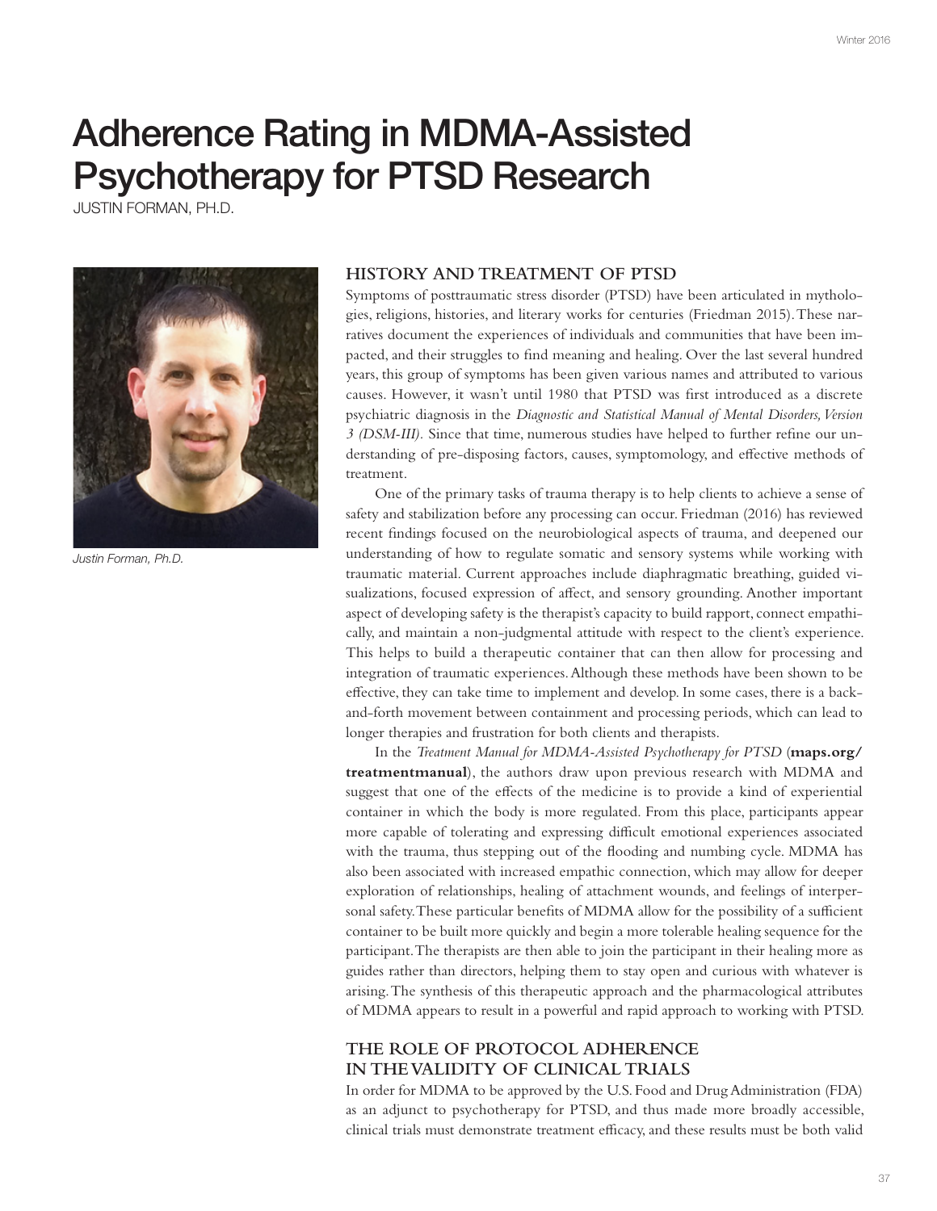# Adherence Rating in MDMA-Assisted Psychotherapy for PTSD Research

JUSTIN FORMAN, PH.D.

*Justin Forman, Ph.D.*

## HISTORY AND TREATMENT OF PTSD

Symptoms of posttraumatic stress disorder (PTSD) have been articulated in mythologies, religions, histories, and literary works for centuries (Friedman 2015). These narratives document the experiences of individuals and communities that have been impacted, and their struggles to find meaning and healing. Over the last several hundred years, this group of symptoms has been given various names and attributed to various causes. However, it wasn't until 1980 that PTSD was first introduced as a discrete psychiatric diagnosis in the *Diagnostic and Statistical Manual of Mental Disorders, Version 3 (DSM-III).* Since that time, numerous studies have helped to further refine our understanding of pre-disposing factors, causes, symptomology, and effective methods of treatment.

One of the primary tasks of trauma therapy is to help clients to achieve a sense of safety and stabilization before any processing can occur. Friedman (2016) has reviewed recent findings focused on the neurobiological aspects of trauma, and deepened our understanding of how to regulate somatic and sensory systems while working with traumatic material. Current approaches include diaphragmatic breathing, guided visualizations, focused expression of affect, and sensory grounding. Another important aspect of developing safety is the therapist's capacity to build rapport, connect empathically, and maintain a non-judgmental attitude with respect to the client's experience. This helps to build a therapeutic container that can then allow for processing and integration of traumatic experiences. Although these methods have been shown to be effective, they can take time to implement and develop. In some cases, there is a back-and-forth movement between containment and processing periods, which can lead to longer therapies and frustration for both clients and therapists.

In the *Treatment Manual for MDMA-Assisted Psychotherapy for PTSD* (**maps.org/treatmentmanual**), the authors draw upon previous research with MDMA and suggest that one of the effects of the medicine is to provide a kind of experiential container in which the body is more regulated. From this place, participants appear more capable of tolerating and expressing difficult emotional experiences associated with the trauma, thus stepping out of the flooding and numbing cycle. MDMA has also been associated with increased empathic connection, which may allow for deeper exploration of relationships, healing of attachment wounds, and feelings of interpersonal safety. These particular benefits of MDMA allow for the possibility of a sufficient container to be built more quickly and begin a more tolerable healing sequence for the participant. The therapists are then able to join the participant in their healing more as guides rather than directors, helping them to stay open and curious with whatever is arising. The synthesis of this therapeutic approach and the pharmacological attributes of MDMA appears to result in a powerful and rapid approach to working with PTSD.

## THE ROLE OF PROTOCOL ADHERENCE IN THE VALIDITY OF CLINICAL TRIALS

In order for MDMA to be approved by the U.S. Food and Drug Administration (FDA) as an adjunct to psychotherapy for PTSD, and thus made more broadly accessible, clinical trials must demonstrate treatment efficacy, and these results must be both valid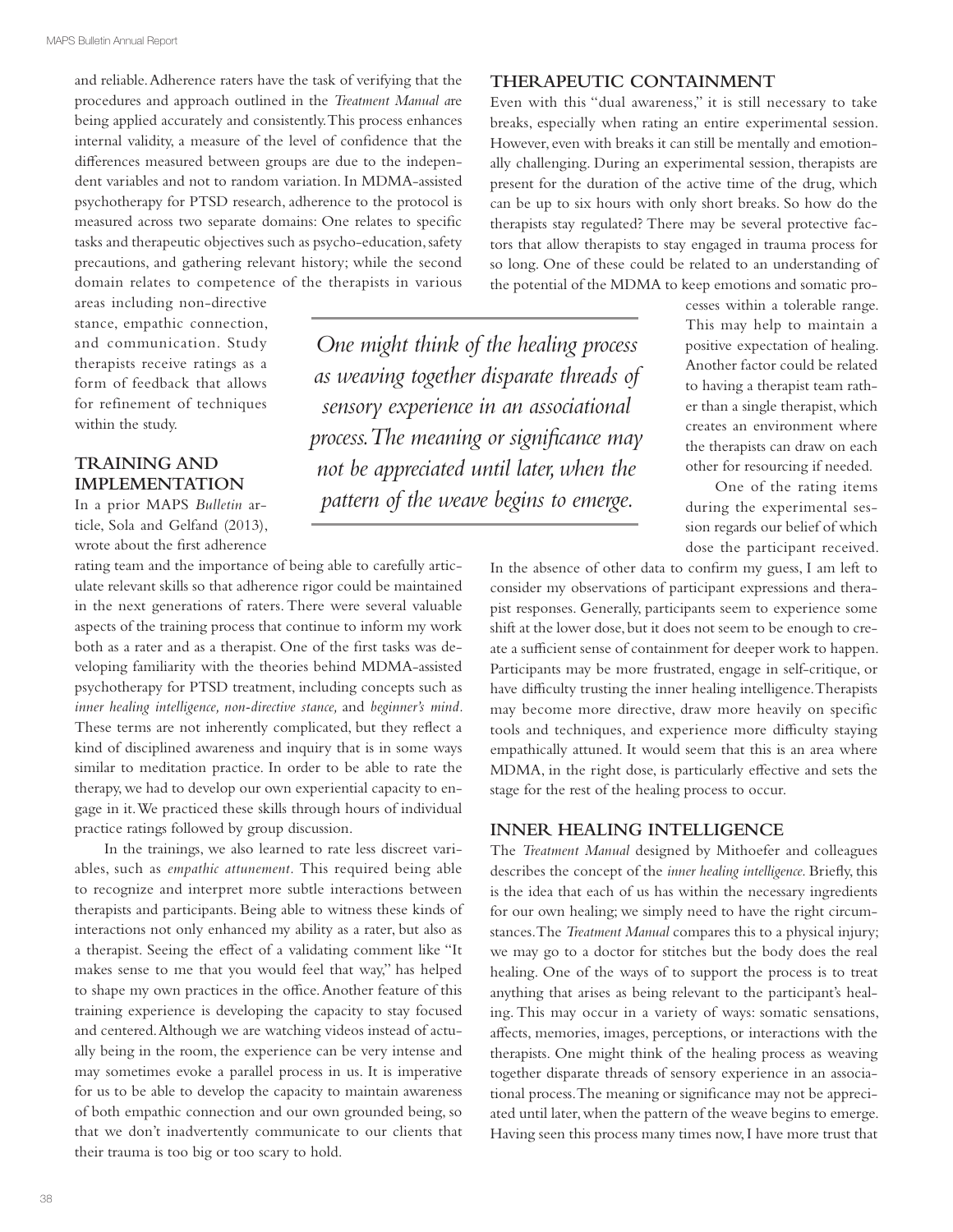and reliable. Adherence raters have the task of verifying that the procedures and approach outlined in the *Treatment Manual a*re being applied accurately and consistently. This process enhances internal validity, a measure of the level of confidence that the differences measured between groups are due to the independent variables and not to random variation. In MDMA-assisted psychotherapy for PTSD research, adherence to the protocol is measured across two separate domains: One relates to specific tasks and therapeutic objectives such as psycho-education, safety precautions, and gathering relevant history; while the second domain relates to competence of the therapists in various areas including non-directive stance, empathic connection, and communication. Study therapists receive ratings as a form of feedback that allows for refinement of techniques within the study.

## TRAINING AND IMPLEMENTATION

In a prior MAPS *Bulletin* article, Sola and Gelfand (2013), wrote about the first adherence rating team and the importance of being able to carefully articulate relevant skills so that adherence rigor could be maintained in the next generations of raters. There were several valuable aspects of the training process that continue to inform my work both as a rater and as a therapist. One of the first tasks was developing familiarity with the theories behind MDMA-assisted psychotherapy for PTSD treatment, including concepts such as *inner healing intelligence, non-directive stance,* and *beginner's mind*. These terms are not inherently complicated, but they reflect a kind of disciplined awareness and inquiry that is in some ways similar to meditation practice. In order to be able to rate the therapy, we had to develop our own experiential capacity to engage in it. We practiced these skills through hours of individual practice ratings followed by group discussion.

In the trainings, we also learned to rate less discreet variables, such as *empathic attunement.* This required being able to recognize and interpret more subtle interactions between therapists and participants. Being able to witness these kinds of interactions not only enhanced my ability as a rater, but also as a therapist. Seeing the effect of a validating comment like "It makes sense to me that you would feel that way," has helped to shape my own practices in the office. Another feature of this training experience is developing the capacity to stay focused and centered. Although we are watching videos instead of actually being in the room, the experience can be very intense and may sometimes evoke a parallel process in us. It is imperative for us to be able to develop the capacity to maintain awareness of both empathic connection and our own grounded being, so that we don't inadvertently communicate to our clients that their trauma is too big or too scary to hold.

## THERAPEUTIC CONTAINMENT

Even with this "dual awareness," it is still necessary to take breaks, especially when rating an entire experimental session. However, even with breaks it can still be mentally and emotionally challenging. During an experimental session, therapists are present for the duration of the active time of the drug, which can be up to six hours with only short breaks. So how do the therapists stay regulated? There may be several protective factors that allow therapists to stay engaged in trauma process for so long. One of these could be related to an understanding of the potential of the MDMA to keep emotions and somatic processes within a tolerable range. This may help to maintain a positive expectation of healing. Another factor could be related to having a therapist team rather than a single therapist, which creates an environment where the therapists can draw on each other for resourcing if needed.

> *One might think of the healing process as weaving together disparate threads of sensory experience in an associational process. The meaning or significance may not be appreciated until later, when the pattern of the weave begins to emerge.*

One of the rating items during the experimental session regards our belief of which dose the participant received. In the absence of other data to confirm my guess, I am left to consider my observations of participant expressions and therapist responses. Generally, participants seem to experience some shift at the lower dose, but it does not seem to be enough to create a sufficient sense of containment for deeper work to happen. Participants may be more frustrated, engage in self-critique, or have difficulty trusting the inner healing intelligence. Therapists may become more directive, draw more heavily on specific tools and techniques, and experience more difficulty staying empathically attuned. It would seem that this is an area where MDMA, in the right dose, is particularly effective and sets the stage for the rest of the healing process to occur.

## INNER HEALING INTELLIGENCE

The *Treatment Manual* designed by Mithoefer and colleagues describes the concept of the *inner healing intelligence.* Briefly, this is the idea that each of us has within the necessary ingredients for our own healing; we simply need to have the right circumstances. The *Treatment Manual* compares this to a physical injury; we may go to a doctor for stitches but the body does the real healing. One of the ways of to support the process is to treat anything that arises as being relevant to the participant's healing. This may occur in a variety of ways: somatic sensations, affects, memories, images, perceptions, or interactions with the therapists. One might think of the healing process as weaving together disparate threads of sensory experience in an associational process. The meaning or significance may not be appreciated until later, when the pattern of the weave begins to emerge. Having seen this process many times now, I have more trust that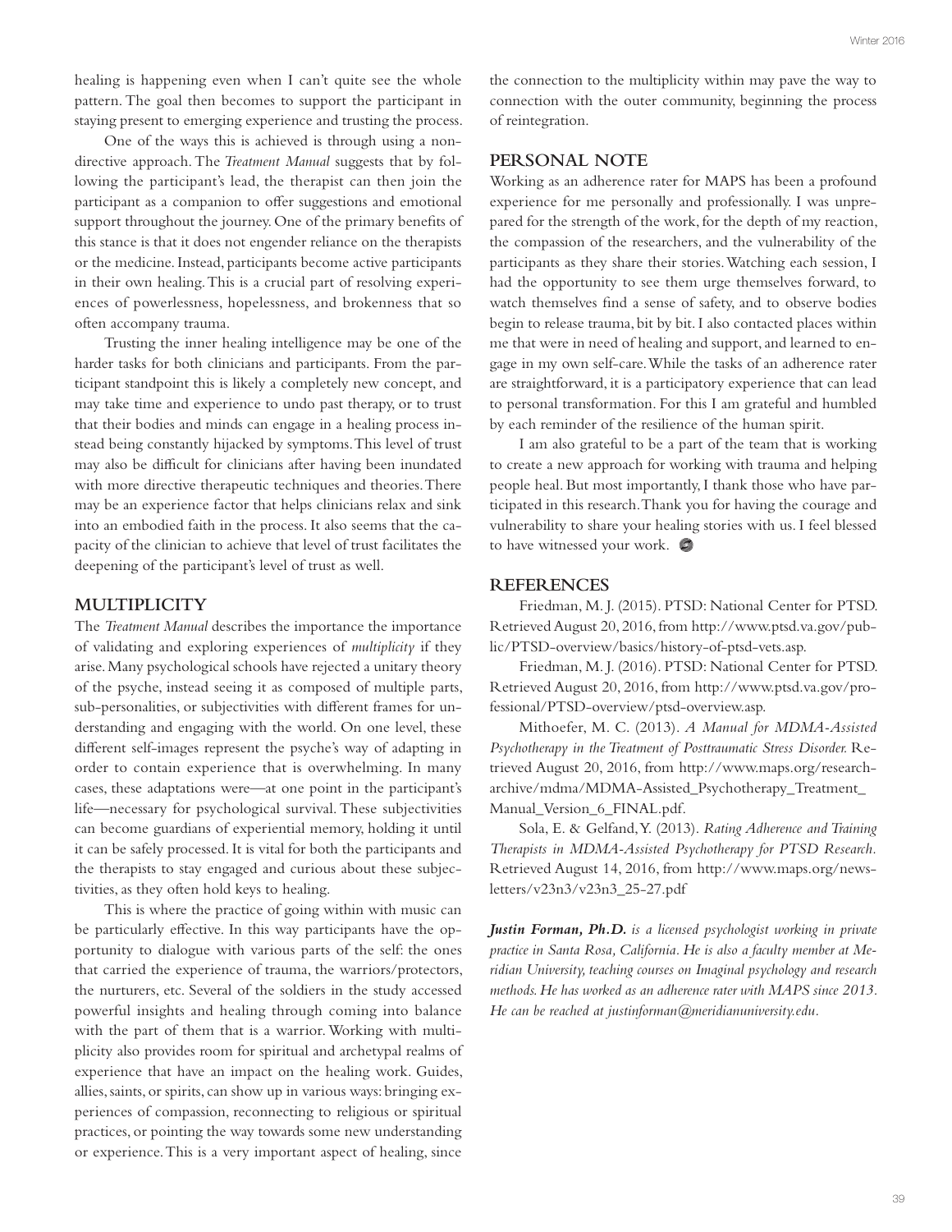healing is happening even when I can't quite see the whole pattern. The goal then becomes to support the participant in staying present to emerging experience and trusting the process.

One of the ways this is achieved is through using a non-directive approach. The *Treatment Manual* suggests that by following the participant's lead, the therapist can then join the participant as a companion to offer suggestions and emotional support throughout the journey. One of the primary benefits of this stance is that it does not engender reliance on the therapists or the medicine. Instead, participants become active participants in their own healing. This is a crucial part of resolving experiences of powerlessness, hopelessness, and brokenness that so often accompany trauma.

Trusting the inner healing intelligence may be one of the harder tasks for both clinicians and participants. From the participant standpoint this is likely a completely new concept, and may take time and experience to undo past therapy, or to trust that their bodies and minds can engage in a healing process instead being constantly hijacked by symptoms. This level of trust may also be difficult for clinicians after having been inundated with more directive therapeutic techniques and theories. There may be an experience factor that helps clinicians relax and sink into an embodied faith in the process. It also seems that the capacity of the clinician to achieve that level of trust facilitates the deepening of the participant's level of trust as well.

## MULTIPLICITY

The *Treatment Manual* describes the importance the importance of validating and exploring experiences of *multiplicity* if they arise. Many psychological schools have rejected a unitary theory of the psyche, instead seeing it as composed of multiple parts, sub-personalities, or subjectivities with different frames for understanding and engaging with the world. On one level, these different self-images represent the psyche's way of adapting in order to contain experience that is overwhelming. In many cases, these adaptations were—at one point in the participant's life—necessary for psychological survival. These subjectivities can become guardians of experiential memory, holding it until it can be safely processed. It is vital for both the participants and the therapists to stay engaged and curious about these subjectivities, as they often hold keys to healing.

This is where the practice of going within with music can be particularly effective. In this way participants have the opportunity to dialogue with various parts of the self: the ones that carried the experience of trauma, the warriors/protectors, the nurturers, etc. Several of the soldiers in the study accessed powerful insights and healing through coming into balance with the part of them that is a warrior. Working with multiplicity also provides room for spiritual and archetypal realms of experience that have an impact on the healing work. Guides, allies, saints, or spirits, can show up in various ways: bringing experiences of compassion, reconnecting to religious or spiritual practices, or pointing the way towards some new understanding or experience. This is a very important aspect of healing, since the connection to the multiplicity within may pave the way to connection with the outer community, beginning the process of reintegration.

## PERSONAL NOTE

Working as an adherence rater for MAPS has been a profound experience for me personally and professionally. I was unprepared for the strength of the work, for the depth of my reaction, the compassion of the researchers, and the vulnerability of the participants as they share their stories. Watching each session, I had the opportunity to see them urge themselves forward, to watch themselves find a sense of safety, and to observe bodies begin to release trauma, bit by bit. I also contacted places within me that were in need of healing and support, and learned to engage in my own self-care. While the tasks of an adherence rater are straightforward, it is a participatory experience that can lead to personal transformation. For this I am grateful and humbled by each reminder of the resilience of the human spirit.

I am also grateful to be a part of the team that is working to create a new approach for working with trauma and helping people heal. But most importantly, I thank those who have participated in this research. Thank you for having the courage and vulnerability to share your healing stories with us. I feel blessed to have witnessed your work.

## REFERENCES

Friedman, M. J. (2015). PTSD: National Center for PTSD. Retrieved August 20, 2016, from http://www.ptsd.va.gov/public/PTSD-overview/basics/history-of-ptsd-vets.asp.

Friedman, M. J. (2016). PTSD: National Center for PTSD. Retrieved August 20, 2016, from http://www.ptsd.va.gov/professional/PTSD-overview/ptsd-overview.asp.

Mithoefer, M. C. (2013). *A Manual for MDMA-Assisted Psychotherapy in the Treatment of Posttraumatic Stress Disorder.* Retrieved August 20, 2016, from http://www.maps.org/research-archive/mdma/MDMA-Assisted_Psychotherapy_Treatment_Manual_Version_6_FINAL.pdf.

Sola, E. & Gelfand, Y. (2013). *Rating Adherence and Training Therapists in MDMA-Assisted Psychotherapy for PTSD Research.* Retrieved August 14, 2016, from http://www.maps.org/newsletters/v23n3/v23n3_25-27.pdf

***Justin Forman, Ph.D.*** *is a licensed psychologist working in private practice in Santa Rosa, California. He is also a faculty member at Meridian University, teaching courses on Imaginal psychology and research methods. He has worked as an adherence rater with MAPS since 2013. He can be reached at justinforman@meridianuniversity.edu.*